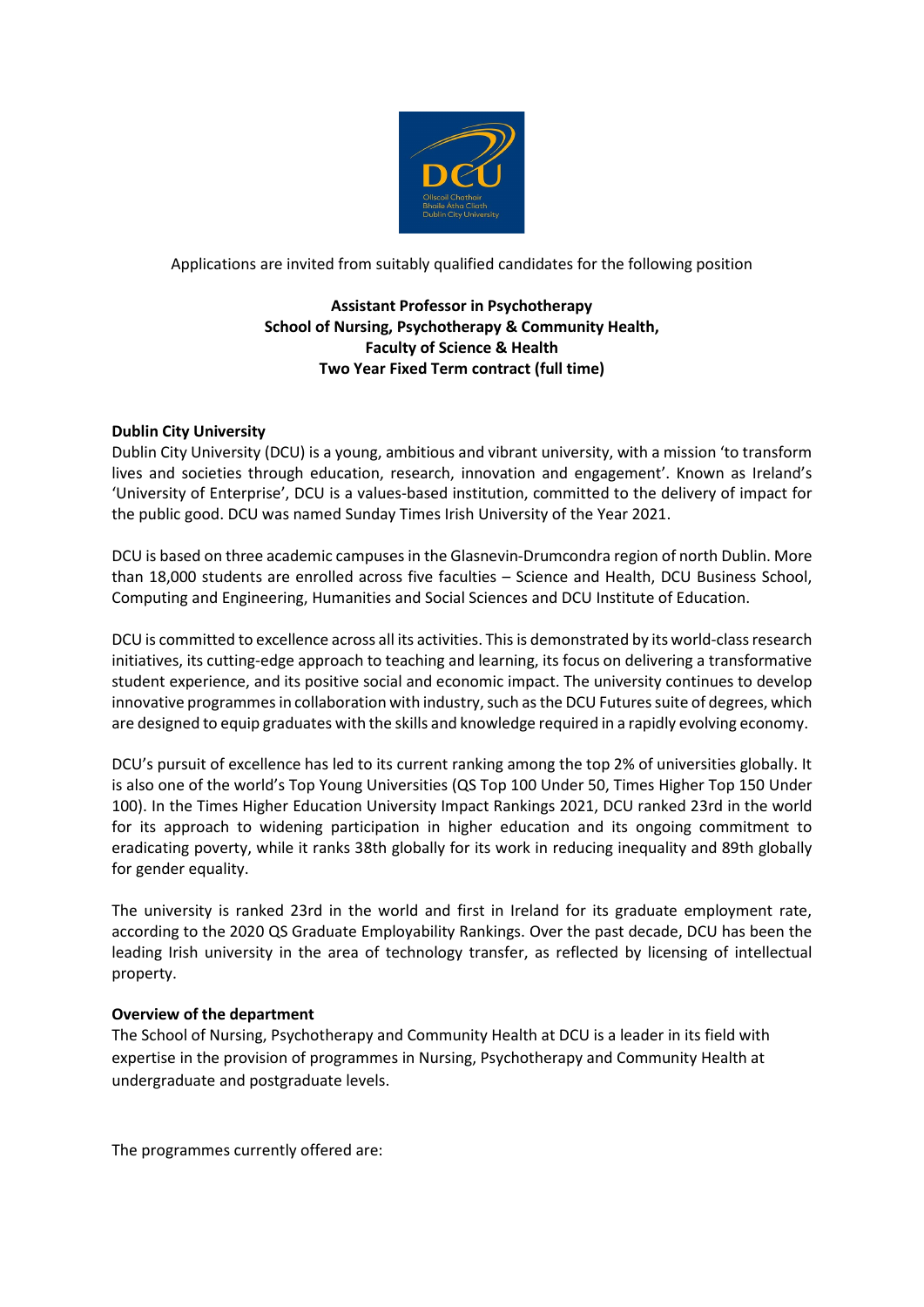Applications are invited from suitably qualified candidates for the following position

**Assistant Professor in Psychotherapy**
**School of Nursing, Psychotherapy & Community Health,**
**Faculty of Science & Health**
**Two Year Fixed Term contract (full time)**

## Dublin City University

Dublin City University (DCU) is a young, ambitious and vibrant university, with a mission 'to transform lives and societies through education, research, innovation and engagement'. Known as Ireland's 'University of Enterprise', DCU is a values-based institution, committed to the delivery of impact for the public good. DCU was named Sunday Times Irish University of the Year 2021.

DCU is based on three academic campuses in the Glasnevin-Drumcondra region of north Dublin. More than 18,000 students are enrolled across five faculties – Science and Health, DCU Business School, Computing and Engineering, Humanities and Social Sciences and DCU Institute of Education.

DCU is committed to excellence across all its activities. This is demonstrated by its world-class research initiatives, its cutting-edge approach to teaching and learning, its focus on delivering a transformative student experience, and its positive social and economic impact. The university continues to develop innovative programmes in collaboration with industry, such as the DCU Futures suite of degrees, which are designed to equip graduates with the skills and knowledge required in a rapidly evolving economy.

DCU's pursuit of excellence has led to its current ranking among the top 2% of universities globally. It is also one of the world's Top Young Universities (QS Top 100 Under 50, Times Higher Top 150 Under 100). In the Times Higher Education University Impact Rankings 2021, DCU ranked 23rd in the world for its approach to widening participation in higher education and its ongoing commitment to eradicating poverty, while it ranks 38th globally for its work in reducing inequality and 89th globally for gender equality.

The university is ranked 23rd in the world and first in Ireland for its graduate employment rate, according to the 2020 QS Graduate Employability Rankings. Over the past decade, DCU has been the leading Irish university in the area of technology transfer, as reflected by licensing of intellectual property.

## Overview of the department

The School of Nursing, Psychotherapy and Community Health at DCU is a leader in its field with expertise in the provision of programmes in Nursing, Psychotherapy and Community Health at undergraduate and postgraduate levels.

The programmes currently offered are: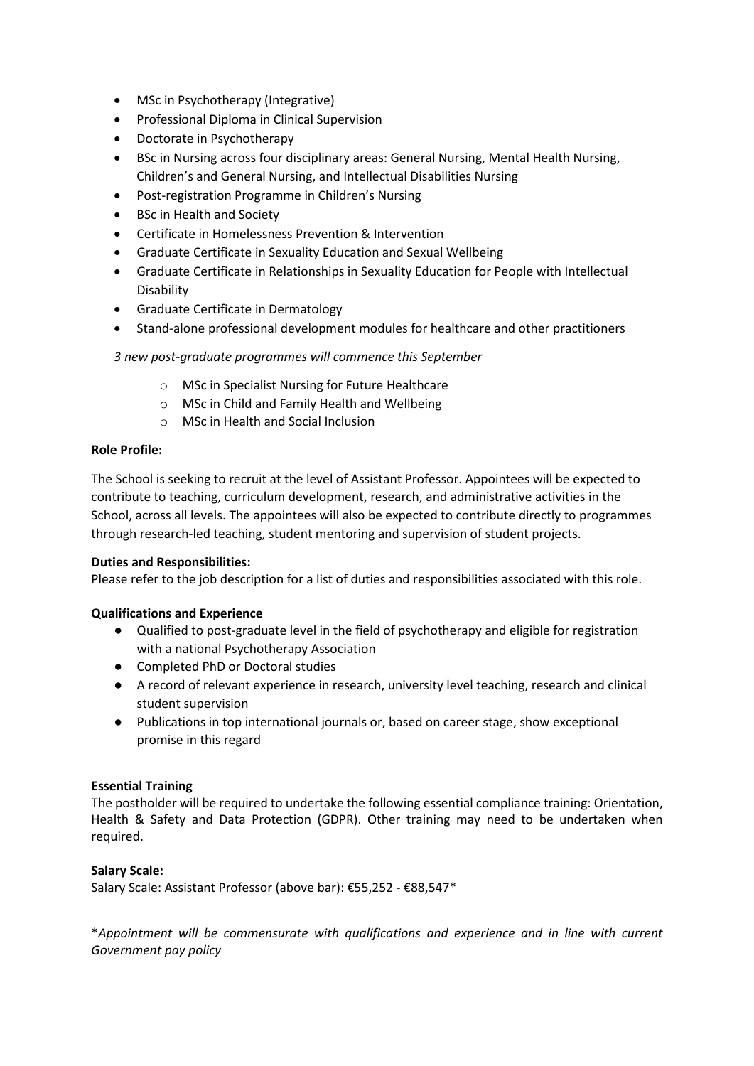- MSc in Psychotherapy (Integrative)
- Professional Diploma in Clinical Supervision
- Doctorate in Psychotherapy
- BSc in Nursing across four disciplinary areas: General Nursing, Mental Health Nursing, Children's and General Nursing, and Intellectual Disabilities Nursing
- Post-registration Programme in Children's Nursing
- BSc in Health and Society
- Certificate in Homelessness Prevention & Intervention
- Graduate Certificate in Sexuality Education and Sexual Wellbeing
- Graduate Certificate in Relationships in Sexuality Education for People with Intellectual Disability
- Graduate Certificate in Dermatology
- Stand-alone professional development modules for healthcare and other practitioners

*3 new post-graduate programmes will commence this September*

- MSc in Specialist Nursing for Future Healthcare
- MSc in Child and Family Health and Wellbeing
- MSc in Health and Social Inclusion

**Role Profile:**

The School is seeking to recruit at the level of Assistant Professor. Appointees will be expected to contribute to teaching, curriculum development, research, and administrative activities in the School, across all levels. The appointees will also be expected to contribute directly to programmes through research-led teaching, student mentoring and supervision of student projects.

**Duties and Responsibilities:**

Please refer to the job description for a list of duties and responsibilities associated with this role.

**Qualifications and Experience**

- Qualified to post-graduate level in the field of psychotherapy and eligible for registration with a national Psychotherapy Association
- Completed PhD or Doctoral studies
- A record of relevant experience in research, university level teaching, research and clinical student supervision
- Publications in top international journals or, based on career stage, show exceptional promise in this regard

**Essential Training**

The postholder will be required to undertake the following essential compliance training: Orientation, Health & Safety and Data Protection (GDPR). Other training may need to be undertaken when required.

**Salary Scale:**

Salary Scale: Assistant Professor (above bar): €55,252 - €88,547*

**Appointment will be commensurate with qualifications and experience and in line with current Government pay policy*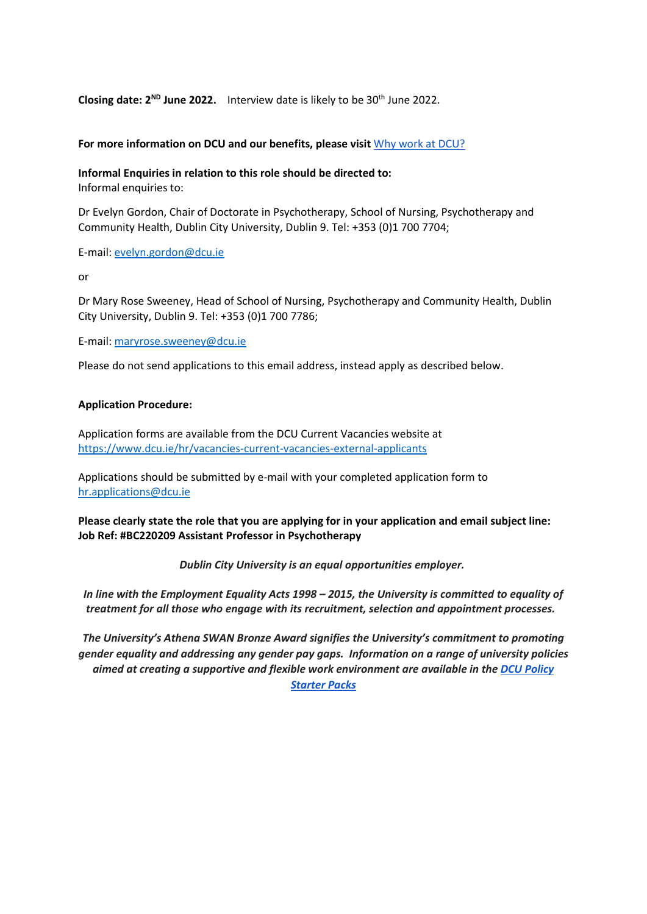**Closing date: 2ND June 2022.** Interview date is likely to be 30th June 2022.

**For more information on DCU and our benefits, please visit** [Why work at DCU?]

**Informal Enquiries in relation to this role should be directed to:**
Informal enquiries to:

Dr Evelyn Gordon, Chair of Doctorate in Psychotherapy, School of Nursing, Psychotherapy and Community Health, Dublin City University, Dublin 9. Tel: +353 (0)1 700 7704;

E-mail: evelyn.gordon@dcu.ie

or

Dr Mary Rose Sweeney, Head of School of Nursing, Psychotherapy and Community Health, Dublin City University, Dublin 9. Tel: +353 (0)1 700 7786;

E-mail: maryrose.sweeney@dcu.ie

Please do not send applications to this email address, instead apply as described below.

**Application Procedure:**

Application forms are available from the DCU Current Vacancies website at https://www.dcu.ie/hr/vacancies-current-vacancies-external-applicants

Applications should be submitted by e-mail with your completed application form to hr.applications@dcu.ie

**Please clearly state the role that you are applying for in your application and email subject line: Job Ref: #BC220209 Assistant Professor in Psychotherapy**

***Dublin City University is an equal opportunities employer.***

***In line with the Employment Equality Acts 1998 – 2015, the University is committed to equality of treatment for all those who engage with its recruitment, selection and appointment processes.***

***The University's Athena SWAN Bronze Award signifies the University's commitment to promoting gender equality and addressing any gender pay gaps. Information on a range of university policies aimed at creating a supportive and flexible work environment are available in the DCU Policy Starter Packs***